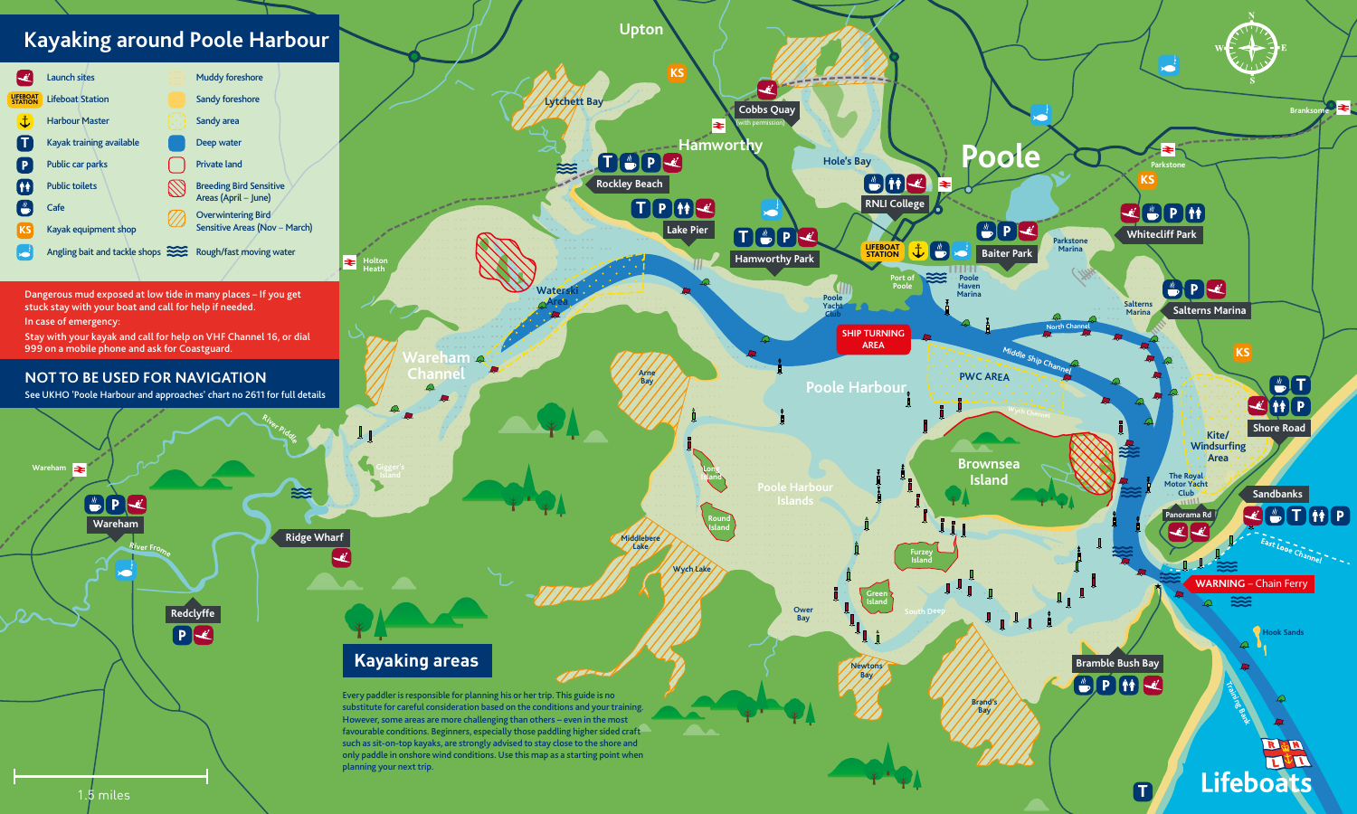# Kayaking around Poole Harbour

| Key | |
|---|---|
| Launch sites | Muddy foreshore |
| Lifeboat Station | Sandy foreshore |
| Harbour Master | Sandy area |
| Kayak training available | Deep water |
| Public car parks | Private land |
| Public toilets | Breeding Bird Sensitive Areas (April – June) |
| Cafe | Overwintering Bird Sensitive Areas (Nov – March) |
| Kayak equipment shop | Rough/fast moving water |
| Angling bait and tackle shops | |

Dangerous mud exposed at low tide in many places – If you get stuck stay with your boat and call for help if needed.

In case of emergency:

Stay with your kayak and call for help on VHF Channel 16, or dial 999 on a mobile phone and ask for Coastguard.

## NOT TO BE USED FOR NAVIGATION

See UKHO 'Poole Harbour and approaches' chart no 2611 for full details

Upton · Lytchett Bay · Cobbs Quay (with permission) · Hamworthy · Rockley Beach · Lake Pier · Hamworthy Park · Hole's Bay · RNLI College · Poole · Baiter Park · Parkstone · Parkstone Marina · Whitecliff Park · Branksome · Salterns Marina · Poole Haven Marina · Port of Poole · Poole Yacht Club · SHIP TURNING AREA · North Channel · Middle Ship Channel · PWC AREA · Wych Channel · Poole Harbour · Brownsea Island · Kite/Windsurfing Area · Shore Road · The Royal Motor Yacht Club · Panorama Rd · Sandbanks · East Looe Channel · WARNING – Chain Ferry · Hook Sands · Training Bank · Bramble Bush Bay · Brand's Bay · Newtons Bay · South Deep · Green Island · Furzey Island · Ower Bay · Wych Lake · Middlebere Lake · Round Island · Long Island · Poole Harbour Islands · Arne Bay · Waterski Area · Wareham Channel · Holton Heath · Gigger's Island · River Piddle · Wareham · River Frome · Ridge Wharf · Redclyffe · Lifeboats

1.5 miles

## Kayaking areas

Every paddler is responsible for planning his or her trip. This guide is no substitute for careful consideration based on the conditions and your training. However, some areas are more challenging than others – even in the most favourable conditions. Beginners, especially those paddling higher sided craft such as sit-on-top kayaks, are strongly advised to stay close to the shore and only paddle in onshore wind conditions. Use this map as a starting point when planning your next trip.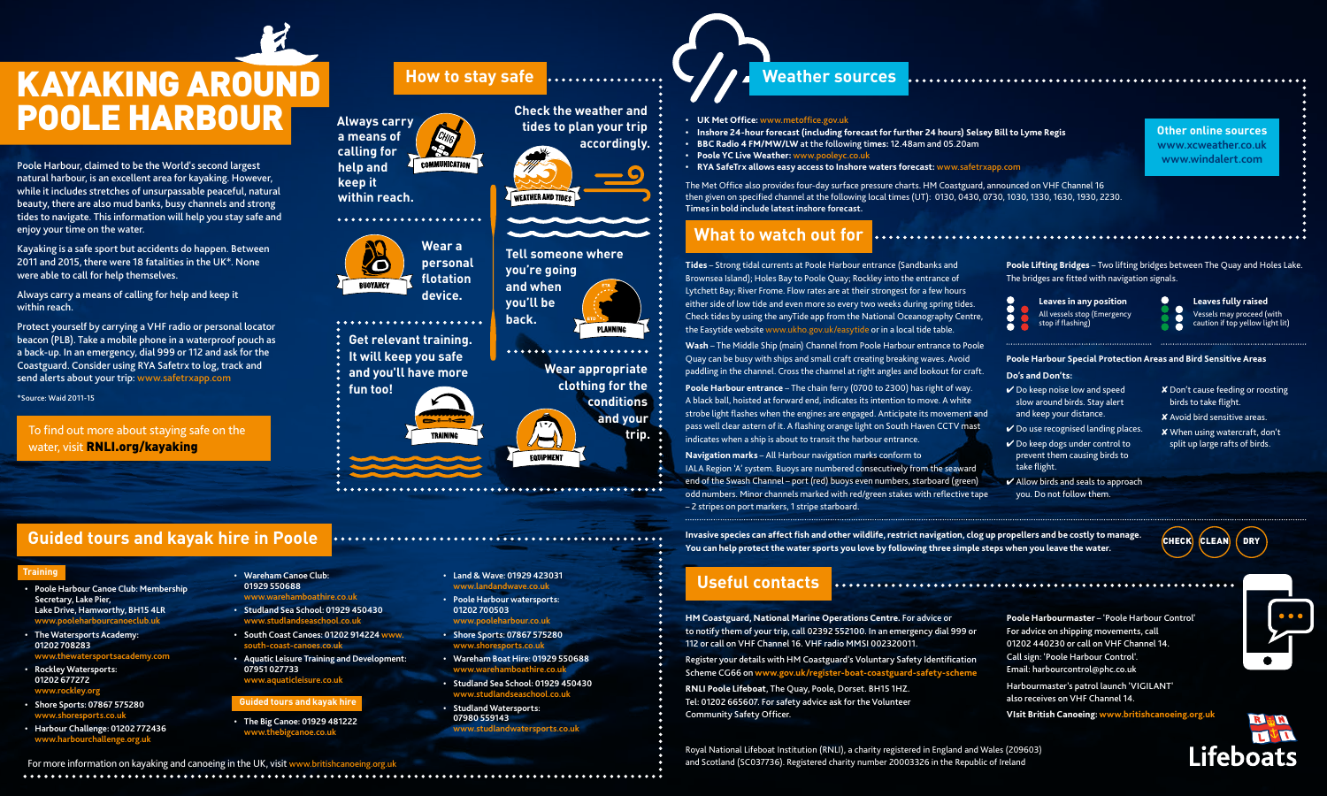# KAYAKING AROUND POOLE HARBOUR

Poole Harbour, claimed to be the World's second largest natural harbour, is an excellent area for kayaking. However, while it includes stretches of unsurpassable peaceful, natural beauty, there are also mud banks, busy channels and strong tides to navigate. This information will help you stay safe and enjoy your time on the water.

Kayaking is a safe sport but accidents do happen. Between 2011 and 2015, there were 18 fatalities in the UK*. None were able to call for help themselves.

Always carry a means of calling for help and keep it within reach.

Protect yourself by carrying a VHF radio or personal locator beacon (PLB). Take a mobile phone in a waterproof pouch as a back-up. In an emergency, dial 999 or 112 and ask for the Coastguard. Consider using RYA Safetrx to log, track and send alerts about your trip: www.safetrxapp.com

*Source: Waid 2011-15

To find out more about staying safe on the water, visit **RNLI.org/kayaking**

## How to stay safe

**Always carry a means of calling for help and keep it within reach.**

COMMUNICATION

**Check the weather and tides to plan your trip accordingly.**

WEATHER AND TIDES

**Wear a personal flotation device.**

BUOYANCY

**Tell someone where you're going and when you'll be back.**

PLANNING

**Get relevant training. It will keep you safe and you'll have more fun too!**

TRAINING

**Wear appropriate clothing for the conditions and your trip.**

EQUIPMENT

## Weather sources

- **UK Met Office:** www.metoffice.gov.uk
- **Inshore 24-hour forecast (including forecast for further 24 hours) Selsey Bill to Lyme Regis**
- **BBC Radio 4 FM/MW/LW** at the following **times:** 12.48am and 05.20am
- **Poole YC Live Weather:** www.pooleyc.co.uk
- **RYA SafeTrx allows easy access to Inshore waters forecast:** www.safetrxapp.com

The Met Office also provides four-day surface pressure charts. HM Coastguard, announced on VHF Channel 16 then given on specified channel at the following local times (UT): 0130, 0430, 0730, 1030, 1330, 1630, 1930, 2230. **Times in bold include latest inshore forecast.**

**Other online sources**
www.xcweather.co.uk
www.windalert.com

## What to watch out for

**Tides** – Strong tidal currents at Poole Harbour entrance (Sandbanks and Brownsea Island); Holes Bay to Poole Quay; Rockley into the entrance of Lytchett Bay; River Frome. Flow rates are at their strongest for a few hours either side of low tide and even more so every two weeks during spring tides. Check tides by using the anyTide app from the National Oceanography Centre, the Easytide website www.ukho.gov.uk/easytide or in a local tide table.

**Wash** – The Middle Ship (main) Channel from Poole Harbour entrance to Poole Quay can be busy with ships and small craft creating breaking waves. Avoid paddling in the channel. Cross the channel at right angles and lookout for craft.

**Poole Harbour entrance** – The chain ferry (0700 to 2300) has right of way. A black ball, hoisted at forward end, indicates its intention to move. A white strobe light flashes when the engines are engaged. Anticipate its movement and pass well clear astern of it. A flashing orange light on South Haven CCTV mast indicates when a ship is about to transit the harbour entrance.

**Navigation marks** – All Harbour navigation marks conform to IALA Region 'A' system. Buoys are numbered consecutively from the seaward end of the Swash Channel – port (red) buoys even numbers, starboard (green) odd numbers. Minor channels marked with red/green stakes with reflective tape – 2 stripes on port markers, 1 stripe starboard.

**Poole Lifting Bridges** – Two lifting bridges between The Quay and Holes Lake. The bridges are fitted with navigation signals.

**Leaves in any position**
All vessels stop (Emergency stop if flashing)

**Leaves fully raised**
Vessels may proceed (with caution if top yellow light lit)

**Poole Harbour Special Protection Areas and Bird Sensitive Areas**

**Do's and Don'ts:**

- ✔ Do keep noise low and speed slow around birds. Stay alert and keep your distance.
- ✔ Do use recognised landing places.
- ✔ Do keep dogs under control to prevent them causing birds to take flight.
- ✔ Allow birds and seals to approach you. Do not follow them.
- ✘ Don't cause feeding or roosting birds to take flight.
- ✘ Avoid bird sensitive areas.
- ✘ When using watercraft, don't split up large rafts of birds.

**Invasive species can affect fish and other wildlife, restrict navigation, clog up propellers and be costly to manage. You can help protect the water sports you love by following three simple steps when you leave the water.**

CHECK CLEAN DRY

## Guided tours and kayak hire in Poole

### Training

- **Poole Harbour Canoe Club: Membership Secretary, Lake Pier, Lake Drive, Hamworthy, BH15 4LR**
  www.pooleharbourcanoeclub.uk
- **The Watersports Academy: 01202 708283**
  www.thewatersportsacademy.com
- **Rockley Watersports: 01202 677272**
  www.rockley.org
- **Shore Sports: 07867 575280**
  www.shoresports.co.uk
- **Harbour Challenge: 01202 772436**
  www.harbourchallenge.org.uk
- **Wareham Canoe Club: 01929 550688**
  www.warehamboathire.co.uk
- **Studland Sea School: 01929 450430**
  www.studlandseaschool.co.uk
- **South Coast Canoes: 01202 914224** www.south-coast-canoes.co.uk
- **Aquatic Leisure Training and Development: 07951 027733**
  www.aquaticleisure.co.uk

### Guided tours and kayak hire

- **The Big Canoe: 01929 481222**
  www.thebigcanoe.co.uk
- **Land & Wave: 01929 423031**
  www.landandwave.co.uk
- **Poole Harbour watersports: 01202 700503**
  www.pooleharbour.co.uk
- **Shore Sports: 07867 575280**
  www.shoresports.co.uk
- **Wareham Boat Hire: 01929 550688**
  www.warehamboathire.co.uk
- **Studland Sea School: 01929 450430**
  www.studlandseaschool.co.uk
- **Studland Watersports: 07980 559143**
  www.studlandwatersports.co.uk

For more information on kayaking and canoeing in the UK, visit www.britishcanoeing.org.uk

## Useful contacts

**HM Coastguard, National Marine Operations Centre.** For advice or to notify them of your trip, call 02392 552100. In an emergency dial 999 or 112 or call on VHF Channel 16. VHF radio MMSI 002320011.

Register your details with HM Coastguard's Voluntary Safety Identification Scheme CG66 on **www.gov.uk/register-boat-coastguard-safety-scheme**

**RNLI Poole Lifeboat**, The Quay, Poole, Dorset. BH15 1HZ.
Tel: 01202 665607. For safety advice ask for the Volunteer Community Safety Officer.

**Poole Harbourmaster** – 'Poole Harbour Control'
For advice on shipping movements, call 01202 440230 or call on VHF Channel 14.
Call sign: 'Poole Harbour Control'.
Email: harbourcontrol@phc.co.uk

Harbourmaster's patrol launch 'VIGILANT' also receives on VHF Channel 14.

**Visit British Canoeing: www.britishcanoeing.org.uk**

Royal National Lifeboat Institution (RNLI), a charity registered in England and Wales (209603) and Scotland (SC037736). Registered charity number 20003326 in the Republic of Ireland

Lifeboats